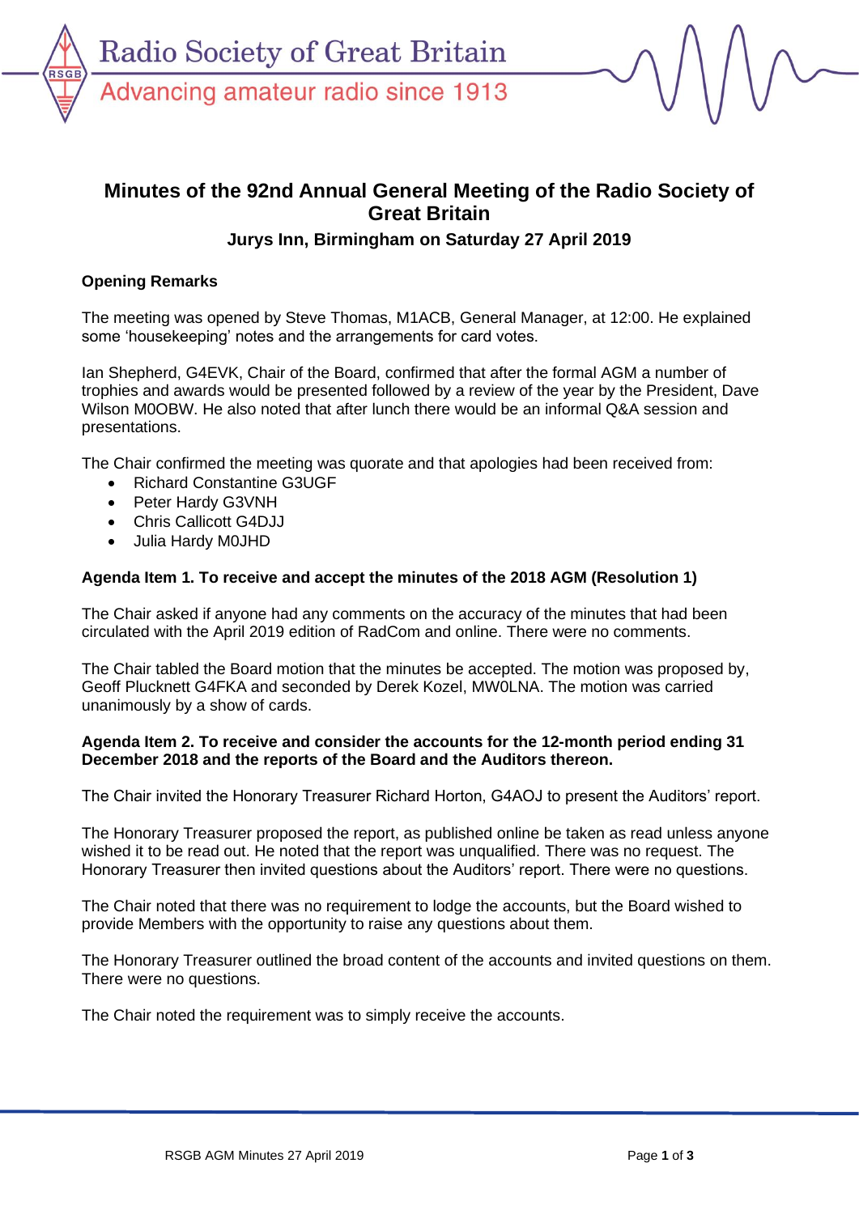# Minutes of the 92nd Annual General Meeting of the Radio Society of Great Britain

### Jurys Inn, Birmingham on Saturday 27 April 2019

**Opening Remarks**

The meeting was opened by Steve Thomas, M1ACB, General Manager, at 12:00. He explained some 'housekeeping' notes and the arrangements for card votes.

Ian Shepherd, G4EVK, Chair of the Board, confirmed that after the formal AGM a number of trophies and awards would be presented followed by a review of the year by the President, Dave Wilson M0OBW. He also noted that after lunch there would be an informal Q&A session and presentations.

The Chair confirmed the meeting was quorate and that apologies had been received from:

- Richard Constantine G3UGF
- Peter Hardy G3VNH
- Chris Callicott G4DJJ
- Julia Hardy M0JHD

**Agenda Item 1. To receive and accept the minutes of the 2018 AGM (Resolution 1)**

The Chair asked if anyone had any comments on the accuracy of the minutes that had been circulated with the April 2019 edition of RadCom and online. There were no comments.

The Chair tabled the Board motion that the minutes be accepted. The motion was proposed by, Geoff Plucknett G4FKA and seconded by Derek Kozel, MW0LNA. The motion was carried unanimously by a show of cards.

**Agenda Item 2. To receive and consider the accounts for the 12-month period ending 31 December 2018 and the reports of the Board and the Auditors thereon.**

The Chair invited the Honorary Treasurer Richard Horton, G4AOJ to present the Auditors' report.

The Honorary Treasurer proposed the report, as published online be taken as read unless anyone wished it to be read out. He noted that the report was unqualified. There was no request. The Honorary Treasurer then invited questions about the Auditors' report. There were no questions.

The Chair noted that there was no requirement to lodge the accounts, but the Board wished to provide Members with the opportunity to raise any questions about them.

The Honorary Treasurer outlined the broad content of the accounts and invited questions on them. There were no questions.

The Chair noted the requirement was to simply receive the accounts.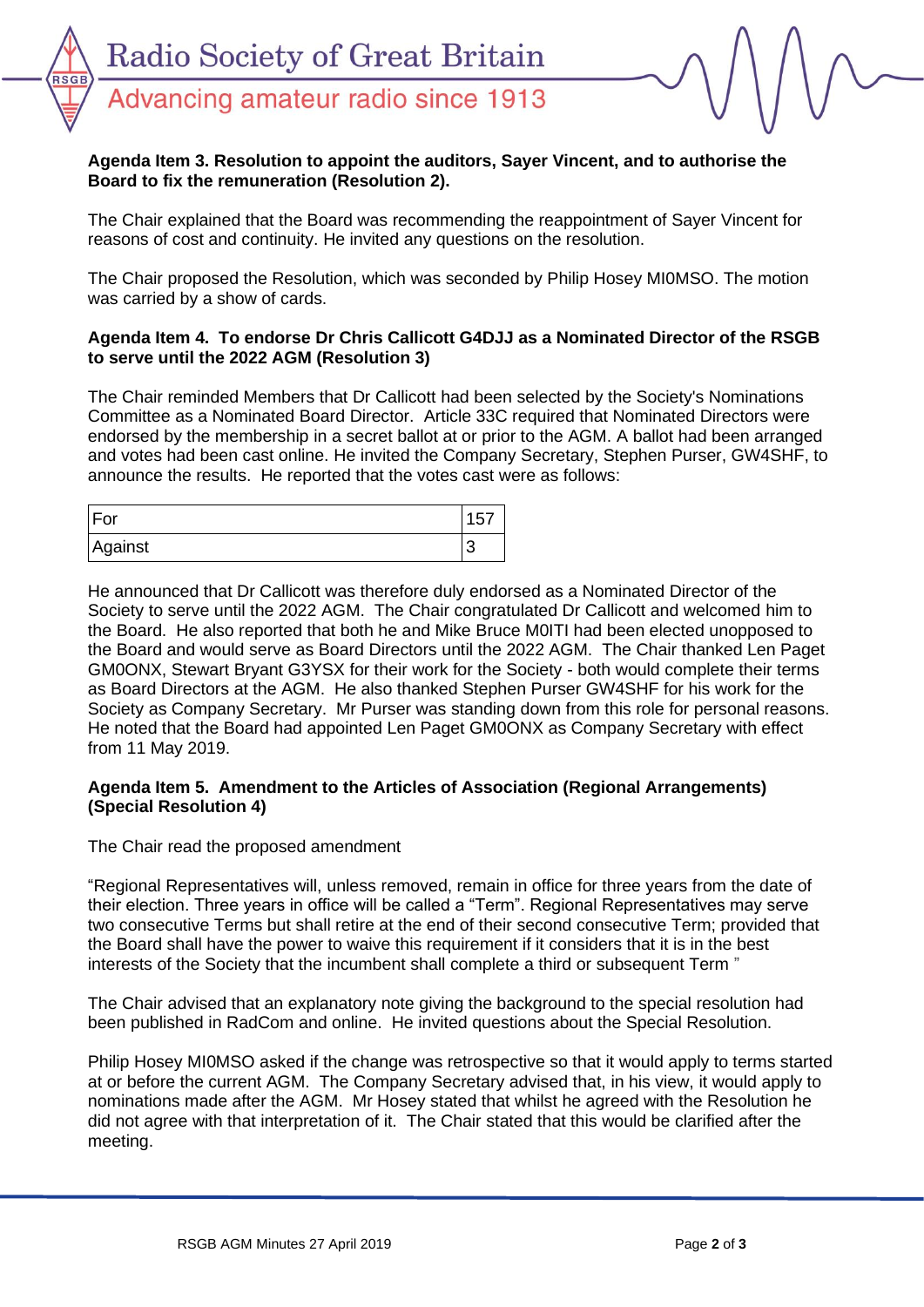**Agenda Item 3. Resolution to appoint the auditors, Sayer Vincent, and to authorise the Board to fix the remuneration (Resolution 2).**

The Chair explained that the Board was recommending the reappointment of Sayer Vincent for reasons of cost and continuity. He invited any questions on the resolution.

The Chair proposed the Resolution, which was seconded by Philip Hosey MI0MSO. The motion was carried by a show of cards.

**Agenda Item 4. To endorse Dr Chris Callicott G4DJJ as a Nominated Director of the RSGB to serve until the 2022 AGM (Resolution 3)**

The Chair reminded Members that Dr Callicott had been selected by the Society's Nominations Committee as a Nominated Board Director. Article 33C required that Nominated Directors were endorsed by the membership in a secret ballot at or prior to the AGM. A ballot had been arranged and votes had been cast online. He invited the Company Secretary, Stephen Purser, GW4SHF, to announce the results. He reported that the votes cast were as follows:

| For | 157 |
|---|---|
| Against | 3 |

He announced that Dr Callicott was therefore duly endorsed as a Nominated Director of the Society to serve until the 2022 AGM. The Chair congratulated Dr Callicott and welcomed him to the Board. He also reported that both he and Mike Bruce M0ITI had been elected unopposed to the Board and would serve as Board Directors until the 2022 AGM. The Chair thanked Len Paget GM0ONX, Stewart Bryant G3YSX for their work for the Society - both would complete their terms as Board Directors at the AGM. He also thanked Stephen Purser GW4SHF for his work for the Society as Company Secretary. Mr Purser was standing down from this role for personal reasons. He noted that the Board had appointed Len Paget GM0ONX as Company Secretary with effect from 11 May 2019.

**Agenda Item 5. Amendment to the Articles of Association (Regional Arrangements) (Special Resolution 4)**

The Chair read the proposed amendment

"Regional Representatives will, unless removed, remain in office for three years from the date of their election. Three years in office will be called a "Term". Regional Representatives may serve two consecutive Terms but shall retire at the end of their second consecutive Term; provided that the Board shall have the power to waive this requirement if it considers that it is in the best interests of the Society that the incumbent shall complete a third or subsequent Term "

The Chair advised that an explanatory note giving the background to the special resolution had been published in RadCom and online. He invited questions about the Special Resolution.

Philip Hosey MI0MSO asked if the change was retrospective so that it would apply to terms started at or before the current AGM. The Company Secretary advised that, in his view, it would apply to nominations made after the AGM. Mr Hosey stated that whilst he agreed with the Resolution he did not agree with that interpretation of it. The Chair stated that this would be clarified after the meeting.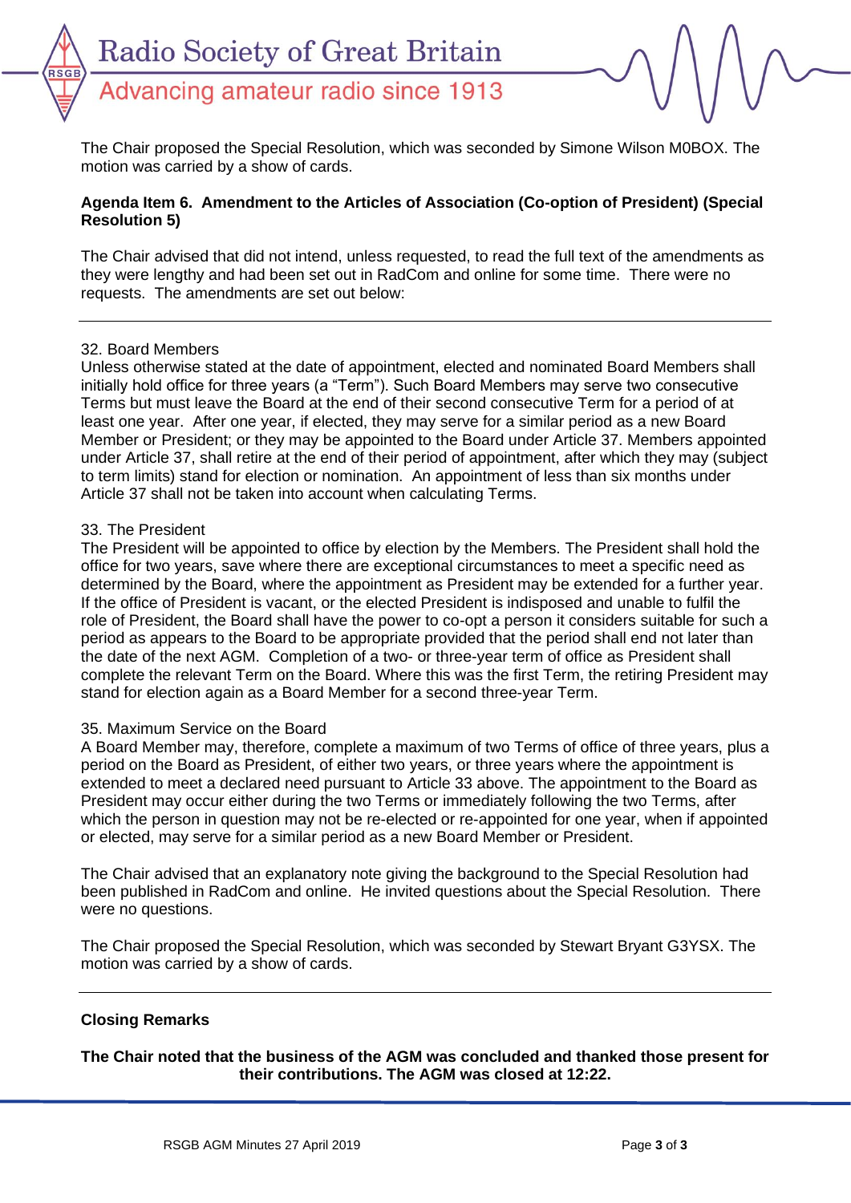The Chair proposed the Special Resolution, which was seconded by Simone Wilson M0BOX. The motion was carried by a show of cards.

**Agenda Item 6. Amendment to the Articles of Association (Co-option of President) (Special Resolution 5)**

The Chair advised that did not intend, unless requested, to read the full text of the amendments as they were lengthy and had been set out in RadCom and online for some time. There were no requests. The amendments are set out below:

---

32. Board Members
Unless otherwise stated at the date of appointment, elected and nominated Board Members shall initially hold office for three years (a "Term"). Such Board Members may serve two consecutive Terms but must leave the Board at the end of their second consecutive Term for a period of at least one year. After one year, if elected, they may serve for a similar period as a new Board Member or President; or they may be appointed to the Board under Article 37. Members appointed under Article 37, shall retire at the end of their period of appointment, after which they may (subject to term limits) stand for election or nomination. An appointment of less than six months under Article 37 shall not be taken into account when calculating Terms.

33. The President
The President will be appointed to office by election by the Members. The President shall hold the office for two years, save where there are exceptional circumstances to meet a specific need as determined by the Board, where the appointment as President may be extended for a further year. If the office of President is vacant, or the elected President is indisposed and unable to fulfil the role of President, the Board shall have the power to co-opt a person it considers suitable for such a period as appears to the Board to be appropriate provided that the period shall end not later than the date of the next AGM. Completion of a two- or three-year term of office as President shall complete the relevant Term on the Board. Where this was the first Term, the retiring President may stand for election again as a Board Member for a second three-year Term.

35. Maximum Service on the Board
A Board Member may, therefore, complete a maximum of two Terms of office of three years, plus a period on the Board as President, of either two years, or three years where the appointment is extended to meet a declared need pursuant to Article 33 above. The appointment to the Board as President may occur either during the two Terms or immediately following the two Terms, after which the person in question may not be re-elected or re-appointed for one year, when if appointed or elected, may serve for a similar period as a new Board Member or President.

The Chair advised that an explanatory note giving the background to the Special Resolution had been published in RadCom and online. He invited questions about the Special Resolution. There were no questions.

The Chair proposed the Special Resolution, which was seconded by Stewart Bryant G3YSX. The motion was carried by a show of cards.

---

**Closing Remarks**

**The Chair noted that the business of the AGM was concluded and thanked those present for their contributions. The AGM was closed at 12:22.**